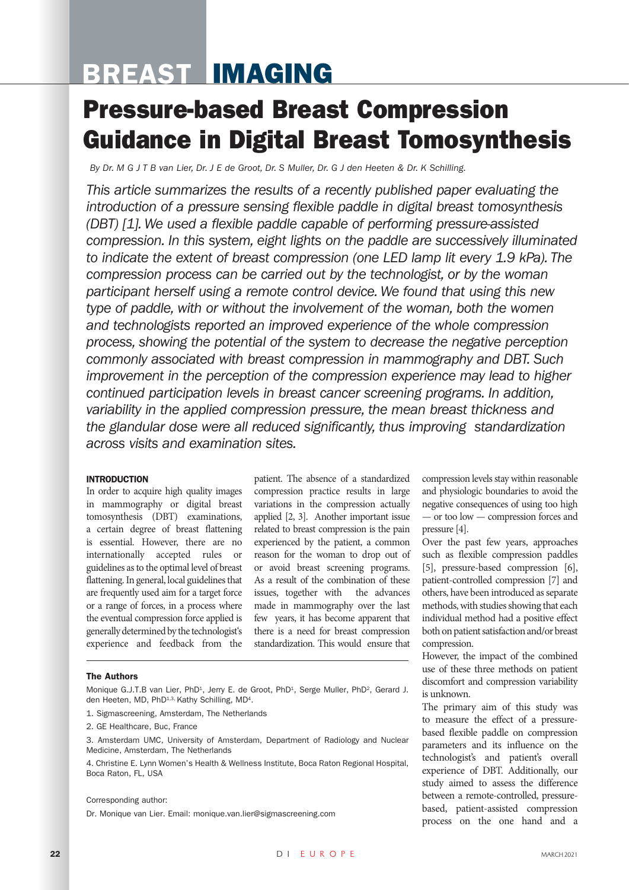# BREAST IMAGING

## Pressure-based Breast Compression Guidance in Digital Breast Tomosynthesis

*By Dr. M G J T B van Lier, Dr. J E de Groot, Dr. S Muller, Dr. G J den Heeten & Dr. K Schilling.*

*This article summarizes the results of a recently published paper evaluating the introduction of a pressure sensing flexible paddle in digital breast tomosynthesis (DBT) [1]. We used a flexible paddle capable of performing pressure-assisted compression. In this system, eight lights on the paddle are successively illuminated to indicate the extent of breast compression (one LED lamp lit every 1.9 kPa). The compression process can be carried out by the technologist, or by the woman participant herself using a remote control device. We found that using this new type of paddle, with or without the involvement of the woman, both the women and technologists reported an improved experience of the whole compression process, showing the potential of the system to decrease the negative perception commonly associated with breast compression in mammography and DBT. Such improvement in the perception of the compression experience may lead to higher continued participation levels in breast cancer screening programs. In addition, variability in the applied compression pressure, the mean breast thickness and the glandular dose were all reduced significantly, thus improving standardization across visits and examination sites.*

### INTRODUCTION

In order to acquire high quality images in mammography or digital breast tomosynthesis (DBT) examinations, a certain degree of breast flattening is essential. However, there are no internationally accepted rules or guidelines as to the optimal level of breast flattening. In general, local guidelines that are frequently used aim for a target force or a range of forces, in a process where the eventual compression force applied is generally determined by the technologist's experience and feedback from the patient. The absence of a standardized compression practice results in large variations in the compression actually applied [2, 3]. Another important issue related to breast compression is the pain experienced by the patient, a common reason for the woman to drop out of or avoid breast screening programs. As a result of the combination of these issues, together with the advances made in mammography over the last few years, it has become apparent that there is a need for breast compression standardization. This would ensure that compression levels stay within reasonable and physiologic boundaries to avoid the negative consequences of using too high — or too low — compression forces and pressure [4].

Over the past few years, approaches such as flexible compression paddles [5], pressure-based compression [6], patient-controlled compression [7] and others, have been introduced as separate methods, with studies showing that each individual method had a positive effect both on patient satisfaction and/or breast compression.

However, the impact of the combined use of these three methods on patient discomfort and compression variability is unknown.

The primary aim of this study was to measure the effect of a pressure-based flexible paddle on compression parameters and its influence on the technologist's and patient's overall experience of DBT. Additionally, our study aimed to assess the difference between a remote-controlled, pressure-based, patient-assisted compression process on the one hand and a

### The Authors

Monique G.J.T.B van Lier, PhD[1], Jerry E. de Groot, PhD[1], Serge Muller, PhD[2], Gerard J. den Heeten, MD, PhD[1,3,] Kathy Schilling, MD[4].

1. Sigmascreening, Amsterdam, The Netherlands
2. GE Healthcare, Buc, France
3. Amsterdam UMC, University of Amsterdam, Department of Radiology and Nuclear Medicine, Amsterdam, The Netherlands
4. Christine E. Lynn Women's Health & Wellness Institute, Boca Raton Regional Hospital, Boca Raton, FL, USA

Corresponding author:

Dr. Monique van Lier. Email: monique.van.lier@sigmascreening.com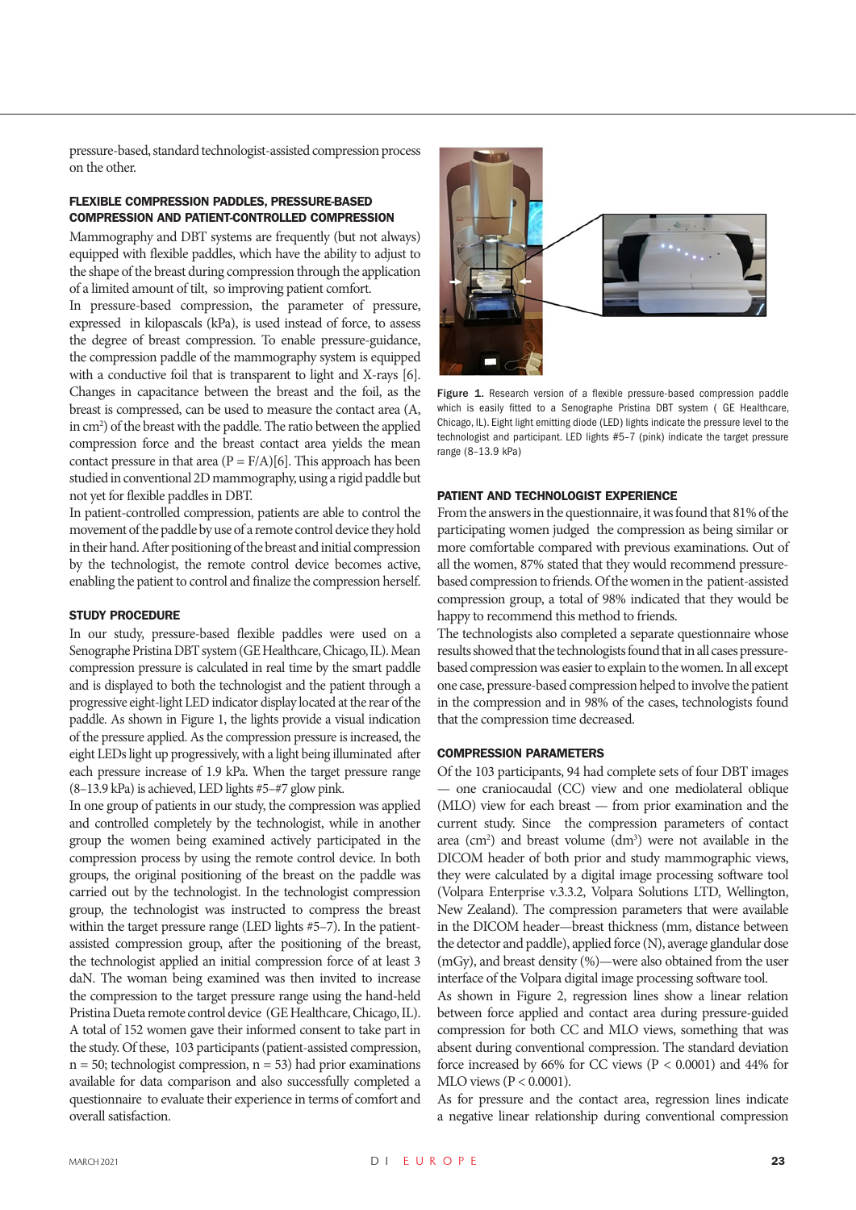pressure-based, standard technologist-assisted compression process on the other.

### FLEXIBLE COMPRESSION PADDLES, PRESSURE-BASED COMPRESSION AND PATIENT-CONTROLLED COMPRESSION

Mammography and DBT systems are frequently (but not always) equipped with flexible paddles, which have the ability to adjust to the shape of the breast during compression through the application of a limited amount of tilt, so improving patient comfort.

In pressure-based compression, the parameter of pressure, expressed in kilopascals (kPa), is used instead of force, to assess the degree of breast compression. To enable pressure-guidance, the compression paddle of the mammography system is equipped with a conductive foil that is transparent to light and X-rays [6]. Changes in capacitance between the breast and the foil, as the breast is compressed, can be used to measure the contact area (A, in $cm^2$) of the breast with the paddle. The ratio between the applied compression force and the breast contact area yields the mean contact pressure in that area ($P = F/A$)[6]. This approach has been studied in conventional 2D mammography, using a rigid paddle but not yet for flexible paddles in DBT.

In patient-controlled compression, patients are able to control the movement of the paddle by use of a remote control device they hold in their hand. After positioning of the breast and initial compression by the technologist, the remote control device becomes active, enabling the patient to control and finalize the compression herself.

### STUDY PROCEDURE

In our study, pressure-based flexible paddles were used on a Senographe Pristina DBT system (GE Healthcare, Chicago, IL). Mean compression pressure is calculated in real time by the smart paddle and is displayed to both the technologist and the patient through a progressive eight-light LED indicator display located at the rear of the paddle. As shown in Figure 1, the lights provide a visual indication of the pressure applied. As the compression pressure is increased, the eight LEDs light up progressively, with a light being illuminated after each pressure increase of 1.9 kPa. When the target pressure range (8–13.9 kPa) is achieved, LED lights #5–#7 glow pink.

In one group of patients in our study, the compression was applied and controlled completely by the technologist, while in another group the women being examined actively participated in the compression process by using the remote control device. In both groups, the original positioning of the breast on the paddle was carried out by the technologist. In the technologist compression group, the technologist was instructed to compress the breast within the target pressure range (LED lights #5–7). In the patient-assisted compression group, after the positioning of the breast, the technologist applied an initial compression force of at least 3 daN. The woman being examined was then invited to increase the compression to the target pressure range using the hand-held Pristina Dueta remote control device (GE Healthcare, Chicago, IL).

A total of 152 women gave their informed consent to take part in the study. Of these, 103 participants (patient-assisted compression, n = 50; technologist compression, n = 53) had prior examinations available for data comparison and also successfully completed a questionnaire to evaluate their experience in terms of comfort and overall satisfaction.

**Figure 1.** Research version of a flexible pressure-based compression paddle which is easily fitted to a Senographe Pristina DBT system ( GE Healthcare, Chicago, IL). Eight light emitting diode (LED) lights indicate the pressure level to the technologist and participant. LED lights #5–7 (pink) indicate the target pressure range (8–13.9 kPa)

### PATIENT AND TECHNOLOGIST EXPERIENCE

From the answers in the questionnaire, it was found that 81% of the participating women judged the compression as being similar or more comfortable compared with previous examinations. Out of all the women, 87% stated that they would recommend pressure-based compression to friends. Of the women in the patient-assisted compression group, a total of 98% indicated that they would be happy to recommend this method to friends.

The technologists also completed a separate questionnaire whose results showed that the technologists found that in all cases pressure-based compression was easier to explain to the women. In all except one case, pressure-based compression helped to involve the patient in the compression and in 98% of the cases, technologists found that the compression time decreased.

### COMPRESSION PARAMETERS

Of the 103 participants, 94 had complete sets of four DBT images — one craniocaudal (CC) view and one mediolateral oblique (MLO) view for each breast — from prior examination and the current study. Since the compression parameters of contact area ($cm^2$) and breast volume ($dm^3$) were not available in the DICOM header of both prior and study mammographic views, they were calculated by a digital image processing software tool (Volpara Enterprise v.3.3.2, Volpara Solutions LTD, Wellington, New Zealand). The compression parameters that were available in the DICOM header—breast thickness (mm, distance between the detector and paddle), applied force (N), average glandular dose (mGy), and breast density (%)—were also obtained from the user interface of the Volpara digital image processing software tool.

As shown in Figure 2, regression lines show a linear relation between force applied and contact area during pressure-guided compression for both CC and MLO views, something that was absent during conventional compression. The standard deviation force increased by 66% for CC views ($P < 0.0001$) and 44% for MLO views ($P < 0.0001$).

As for pressure and the contact area, regression lines indicate a negative linear relationship during conventional compression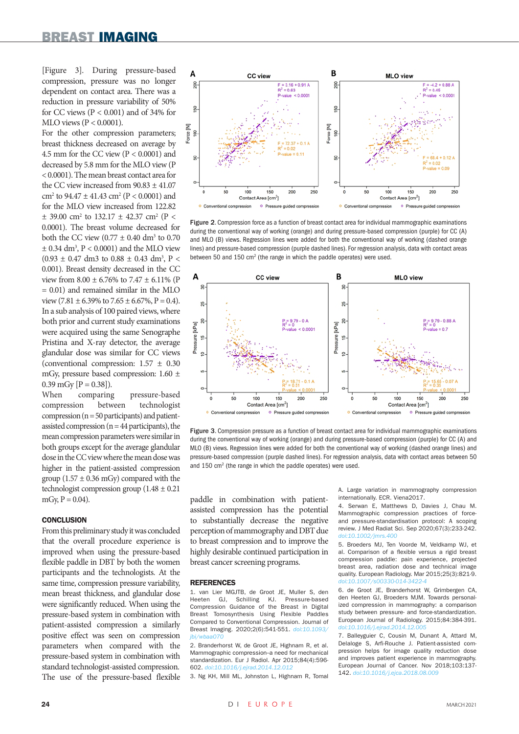[Figure 3]. During pressure-based compression, pressure was no longer dependent on contact area. There was a reduction in pressure variability of 50% for CC views ($P < 0.001$) and of 34% for MLO views ($P < 0.0001$).

For the other compression parameters; breast thickness decreased on average by 4.5 mm for the CC view ($P < 0.0001$) and decreased by 5.8 mm for the MLO view ($P < 0.0001$). The mean breast contact area for the CC view increased from 90.83 ± 41.07 cm² to 94.47 ± 41.43 cm² ($P < 0.0001$) and for the MLO view increased from 122.82 ± 39.00 cm² to 132.17 ± 42.37 cm² ($P < 0.0001$). The breast volume decreased for both the CC view (0.77 ± 0.40 dm³ to 0.70 ± 0.34 dm³, $P < 0.0001$) and the MLO view (0.93 ± 0.47 dm3 to 0.88 ± 0.43 dm³, $P < 0.001$). Breast density decreased in the CC view from 8.00 ± 6.76% to 7.47 ± 6.11% ($P = 0.01$) and remained similar in the MLO view (7.81 ± 6.39% to 7.65 ± 6.67%, $P = 0.4$). In a sub analysis of 100 paired views, where both prior and current study examinations were acquired using the same Senographe Pristina and X-ray detector, the average glandular dose was similar for CC views (conventional compression: 1.57 ± 0.30 mGy, pressure based compression: 1.60 ± 0.39 mGy [$P = 0.38$]).

When comparing pressure-based compression between technologist compression (n = 50 participants) and patient-assisted compression (n = 44 participants), the mean compression parameters were similar in both groups except for the average glandular dose in the CC view where the mean dose was higher in the patient-assisted compression group (1.57 ± 0.36 mGy) compared with the technologist compression group (1.48 ± 0.21 mGy, $P = 0.04$).

## CONCLUSION

From this preliminary study it was concluded that the overall procedure experience is improved when using the pressure-based flexible paddle in DBT by both the women participants and the technologists. At the same time, compression pressure variability, mean breast thickness, and glandular dose were significantly reduced. When using the pressure-based system in combination with patient-assisted compression a similarly positive effect was seen on compression parameters when compared with the pressure-based system in combination with standard technologist-assisted compression. The use of the pressure-based flexible paddle in combination with patient-assisted compression has the potential to substantially decrease the negative perception of mammography and DBT due to breast compression and to improve the highly desirable continued participation in breast cancer screening programs.

A

CC view

F = 3.16 + 0.91 A
$R^2$ = 0.63
P-value < 0.0001

F = 72.37 + 0.1 A
$R^2$ = 0.02
P-value = 0.11

Force [N]
Contact Area [cm²]

B

MLO view

F = -4.2 + 0.88 A
$R^2$ = 0.45
P-value < 0.0001

F = 68.4 + 0.12 A
$R^2$ = 0.02
P-value = 0.09

Force [N]
Contact Area [cm²]

○ Conventional compression ○ Pressure guided compression

**Figure 2**. Compression force as a function of breast contact area for individual mammographic examinations during the conventional way of working (orange) and during pressure-based compression (purple) for CC (A) and MLO (B) views. Regression lines were added for both the conventional way of working (dashed orange lines) and pressure-based compression (purple dashed lines). For regression analysis, data with contact areas between 50 and 150 cm² (the range in which the paddle operates) were used.

A

CC view

P = 9.79 - 0 A
$R^2$ = 0
P-value < 0.0001

P = 18.71 - 0.1 A
$R^2$ = 0.51
P-value < 0.0001

Pressure [kPa]
Contact Area [cm²]

B

MLO view

P = 9.79 - 0.88 A
$R^2$ = 0
P-value = 0.7

P = 15.65 - 0.07 A
$R^2$ = 0.35
P-value < 0.0001

Pressure [kPa]
Contact Area [cm²]

○ Conventional compression ○ Pressure guided compression

**Figure 3**. Compression pressure as a function of breast contact area for individual mammographic examinations during the conventional way of working (orange) and during pressure-based compression (purple) for CC (A) and MLO (B) views. Regression lines were added for both the conventional way of working (dashed orange lines) and pressure-based compression (purple dashed lines). For regression analysis, data with contact areas between 50 and 150 cm² (the range in which the paddle operates) were used.

## REFERENCES

1. van Lier MGJTB, de Groot JE, Muller S, den Heeten GJ, Schilling KJ. Pressure-based Compression Guidance of the Breast in Digital Breast Tomosynthesis Using Flexible Paddles Compared to Conventional Compression. Journal of Breast Imaging. 2020;2(6):541-551. doi:10.1093/jbi/wbaa070
2. Branderhorst W, de Groot JE, Highnam R, et al. Mammographic compression–a need for mechanical standardization. Eur J Radiol. Apr 2015;84(4):596-602. doi:10.1016/j.ejrad.2014.12.012
3. Ng KH, Mill ML, Johnston L, Highnam R, Tomal A. Large variation in mammography compression internationally. ECR. Viena2017.
4. Serwan E, Matthews D, Davies J, Chau M. Mammographic compression practices of force- and pressure-standardisation protocol: A scoping review. J Med Radiat Sci. Sep 2020;67(3):233-242. doi:10.1002/jmrs.400
5. Broeders MJ, Ten Voorde M, Veldkamp WJ, et al. Comparison of a flexible versus a rigid breast compression paddle: pain experience, projected breast area, radiation dose and technical image quality. European Radiology. Mar 2015;25(3):821-9. doi:10.1007/s00330-014-3422-4
6. de Groot JE, Branderhorst W, Grimbergen CA, den Heeten GJ, Broeders MJM. Towards personalized compression in mammography: a comparison study between pressure- and force-standardization. European Journal of Radiology. 2015;84:384-391. doi:10.1016/j.ejrad.2014.12.005
7. Balleyguier C, Cousin M, Dunant A, Attard M, Delaloge S, Arfi-Rouche J. Patient-assisted compression helps for image quality reduction dose and improves patient experience in mammography. European Journal of Cancer. Nov 2018;103:137-142. doi:10.1016/j.ejca.2018.08.009